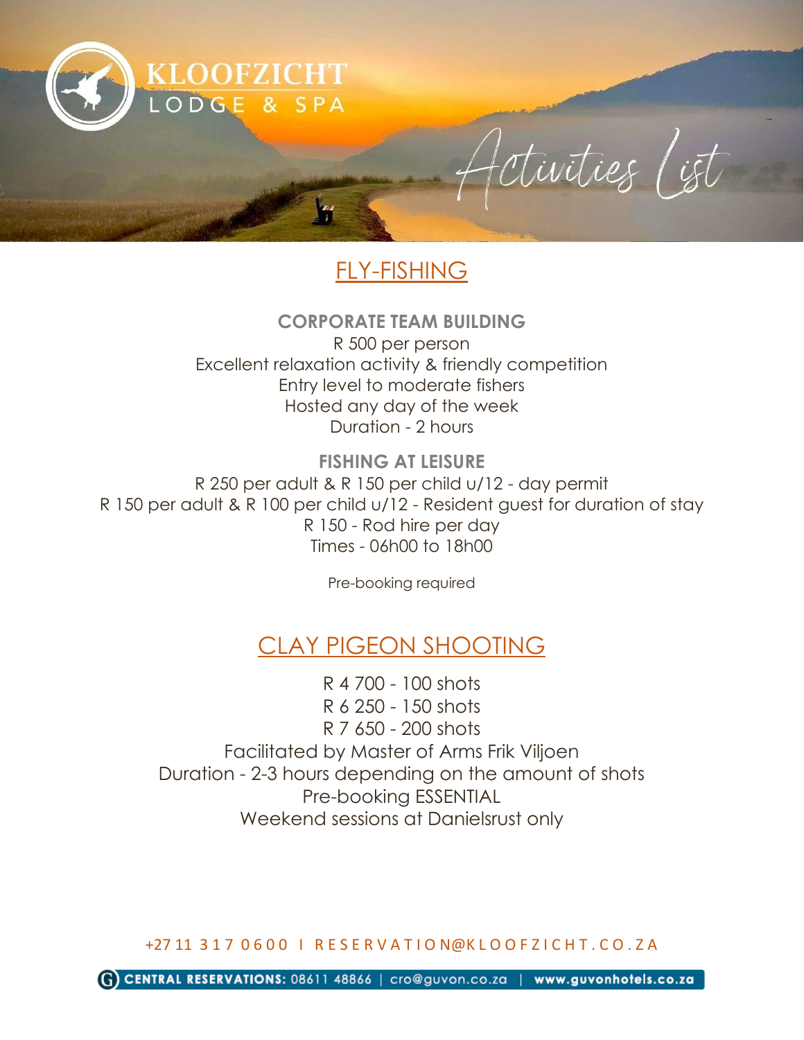# KLOOFZICHT LODGE & SPA

## Activities List

## FLY-FISHING

### CORPORATE TEAM BUILDING

R 500 per person
Excellent relaxation activity & friendly competition
Entry level to moderate fishers
Hosted any day of the week
Duration - 2 hours

### FISHING AT LEISURE

R 250 per adult & R 150 per child u/12 - day permit
R 150 per adult & R 100 per child u/12 - Resident guest for duration of stay
R 150 - Rod hire per day
Times - 06h00 to 18h00

Pre-booking required

## CLAY PIGEON SHOOTING

R 4 700 - 100 shots
R 6 250 - 150 shots
R 7 650 - 200 shots
Facilitated by Master of Arms Frik Viljoen
Duration - 2-3 hours depending on the amount of shots
Pre-booking ESSENTIAL
Weekend sessions at Danielsrust only

+27 11 317 0600 I RESERVATION@KLOOFZICHT.CO.ZA

**CENTRAL RESERVATIONS:** 08611 48866 | cro@guvon.co.za | **www.guvonhotels.co.za**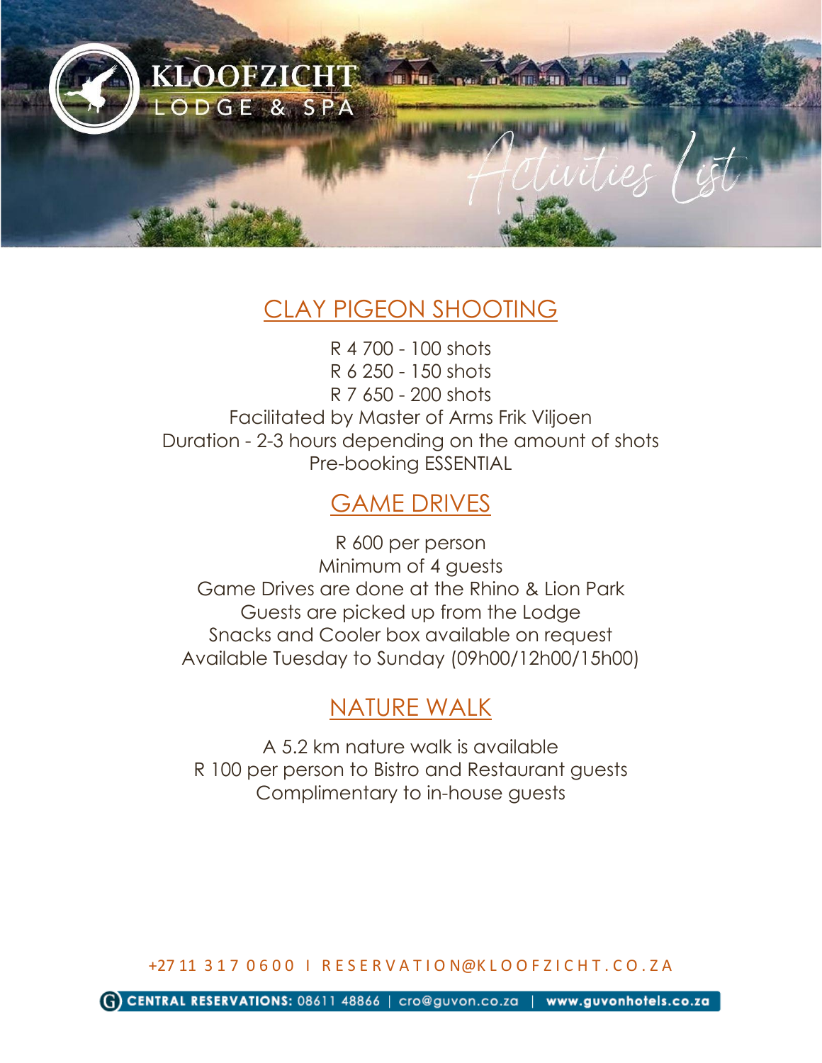# KLOOFZICHT LODGE & SPA

## Activities List

## CLAY PIGEON SHOOTING

R 4 700 - 100 shots
R 6 250 - 150 shots
R 7 650 - 200 shots
Facilitated by Master of Arms Frik Viljoen
Duration - 2-3 hours depending on the amount of shots
Pre-booking ESSENTIAL

## GAME DRIVES

R 600 per person
Minimum of 4 guests
Game Drives are done at the Rhino & Lion Park
Guests are picked up from the Lodge
Snacks and Cooler box available on request
Available Tuesday to Sunday (09h00/12h00/15h00)

## NATURE WALK

A 5.2 km nature walk is available
R 100 per person to Bistro and Restaurant guests
Complimentary to in-house guests

+27 11 317 0600 I RESERVATION@KLOOFZICHT.CO.ZA

CENTRAL RESERVATIONS: 08611 48866 | cro@guvon.co.za | www.guvonhotels.co.za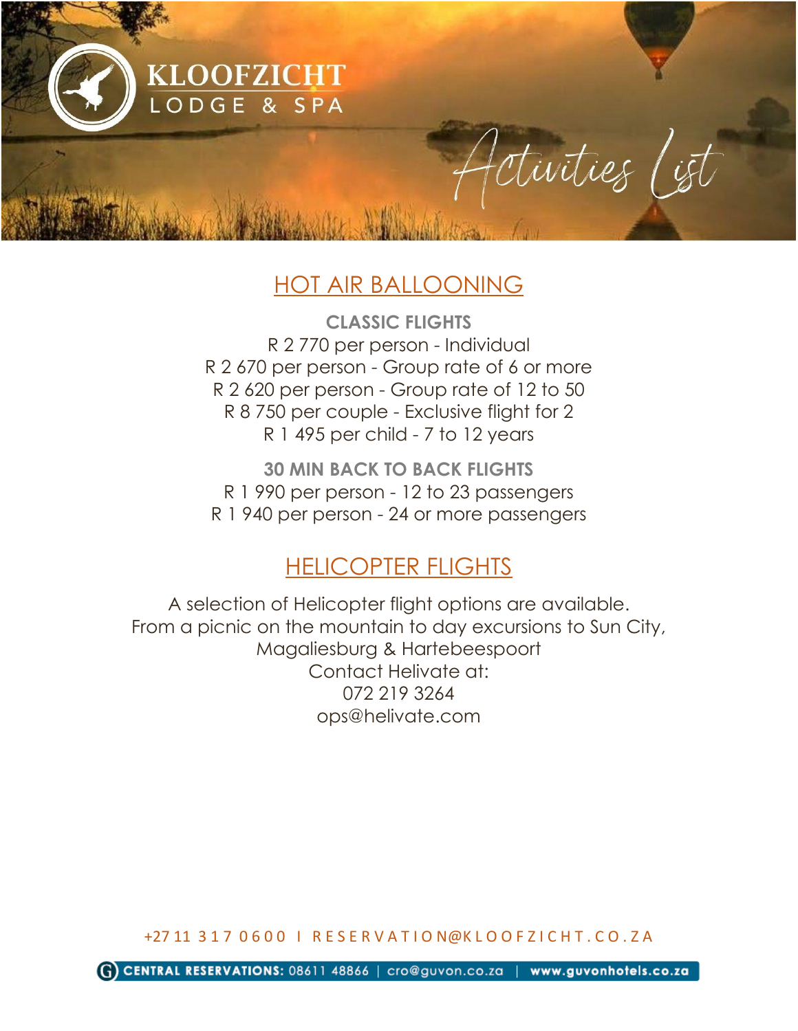# KLOOFZICHT LODGE & SPA

## Activities List

## HOT AIR BALLOONING

**CLASSIC FLIGHTS**

R 2 770 per person - Individual
R 2 670 per person - Group rate of 6 or more
R 2 620 per person - Group rate of 12 to 50
R 8 750 per couple - Exclusive flight for 2
R 1 495 per child - 7 to 12 years

**30 MIN BACK TO BACK FLIGHTS**

R 1 990 per person - 12 to 23 passengers
R 1 940 per person - 24 or more passengers

## HELICOPTER FLIGHTS

A selection of Helicopter flight options are available.
From a picnic on the mountain to day excursions to Sun City, Magaliesburg & Hartebeespoort
Contact Helivate at:
072 219 3264
ops@helivate.com

+27 11 317 0600 I RESERVATION@KLOOFZICHT.CO.ZA

CENTRAL RESERVATIONS: 08611 48866 | cro@guvon.co.za | www.guvonhotels.co.za